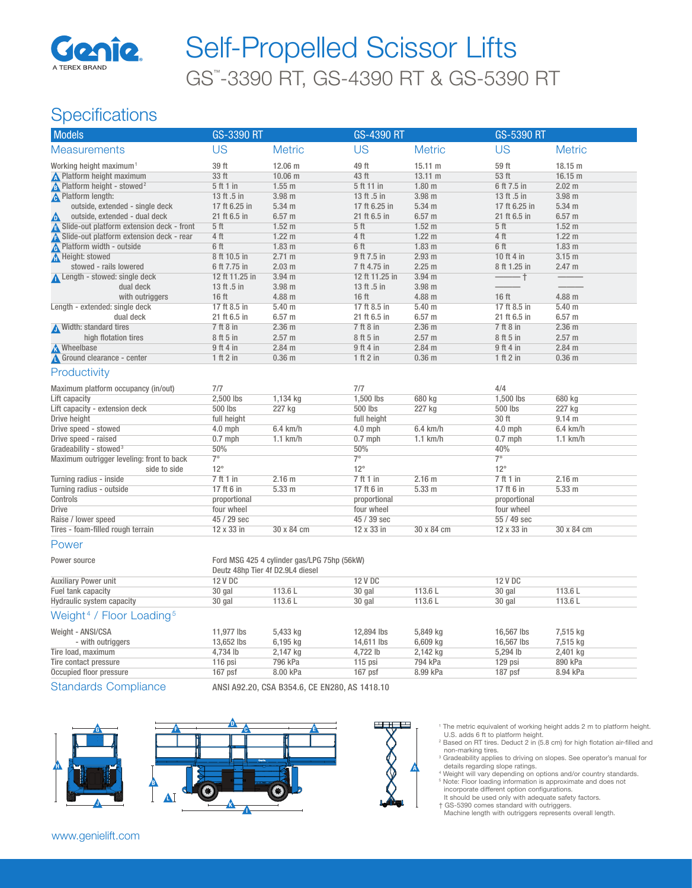# Self-Propelled Scissor Lifts

## GS™-3390 RT, GS-4390 RT & GS-5390 RT

## Specifications

| Models | GS-3390 RT | | GS-4390 RT | | GS-5390 RT | |
|---|---|---|---|---|---|---|
| **Measurements** | **US** | **Metric** | **US** | **Metric** | **US** | **Metric** |
| Working height maximum[1] | 39 ft | 12.06 m | 49 ft | 15.11 m | 59 ft | 18.15 m |
| A Platform height maximum | 33 ft | 10.06 m | 43 ft | 13.11 m | 53 ft | 16.15 m |
| B Platform height - stowed[2] | 5 ft 1 in | 1.55 m | 5 ft 11 in | 1.80 m | 6 ft 7.5 in | 2.02 m |
| C Platform length: | 13 ft .5 in | 3.98 m | 13 ft .5 in | 3.98 m | 13 ft .5 in | 3.98 m |
| outside, extended - single deck | 17 ft 6.25 in | 5.34 m | 17 ft 6.25 in | 5.34 m | 17 ft 6.25 in | 5.34 m |
| D outside, extended - dual deck | 21 ft 6.5 in | 6.57 m | 21 ft 6.5 in | 6.57 m | 21 ft 6.5 in | 6.57 m |
| E Slide-out platform extension deck - front | 5 ft | 1.52 m | 5 ft | 1.52 m | 5 ft | 1.52 m |
| F Slide-out platform extension deck - rear | 4 ft | 1.22 m | 4 ft | 1.22 m | 4 ft | 1.22 m |
| G Platform width - outside | 6 ft | 1.83 m | 6 ft | 1.83 m | 6 ft | 1.83 m |
| H Height: stowed | 8 ft 10.5 in | 2.71 m | 9 ft 7.5 in | 2.93 m | 10 ft 4 in | 3.15 m |
| stowed - rails lowered | 6 ft 7.75 in | 2.03 m | 7 ft 4.75 in | 2.25 m | 8 ft 1.25 in | 2.47 m |
| I Length - stowed: single deck | 12 ft 11.25 in | 3.94 m | 12 ft 11.25 in | 3.94 m | ——— † | ——— |
| dual deck | 13 ft .5 in | 3.98 m | 13 ft .5 in | 3.98 m | ——— | ——— |
| with outriggers | 16 ft | 4.88 m | 16 ft | 4.88 m | 16 ft | 4.88 m |
| Length - extended: single deck | 17 ft 8.5 in | 5.40 m | 17 ft 8.5 in | 5.40 m | 17 ft 8.5 in | 5.40 m |
| dual deck | 21 ft 6.5 in | 6.57 m | 21 ft 6.5 in | 6.57 m | 21 ft 6.5 in | 6.57 m |
| J Width: standard tires | 7 ft 8 in | 2.36 m | 7 ft 8 in | 2.36 m | 7 ft 8 in | 2.36 m |
| high flotation tires | 8 ft 5 in | 2.57 m | 8 ft 5 in | 2.57 m | 8 ft 5 in | 2.57 m |
| K Wheelbase | 9 ft 4 in | 2.84 m | 9 ft 4 in | 2.84 m | 9 ft 4 in | 2.84 m |
| L Ground clearance - center | 1 ft 2 in | 0.36 m | 1 ft 2 in | 0.36 m | 1 ft 2 in | 0.36 m |
| **Productivity** | | | | | | |
| Maximum platform occupancy (in/out) | 7/7 | | 7/7 | | 4/4 | |
| Lift capacity | 2,500 lbs | 1,134 kg | 1,500 lbs | 680 kg | 1,500 lbs | 680 kg |
| Lift capacity - extension deck | 500 lbs | 227 kg | 500 lbs | 227 kg | 500 lbs | 227 kg |
| Drive height | full height | | full height | | 30 ft | 9.14 m |
| Drive speed - stowed | 4.0 mph | 6.4 km/h | 4.0 mph | 6.4 km/h | 4.0 mph | 6.4 km/h |
| Drive speed - raised | 0.7 mph | 1.1 km/h | 0.7 mph | 1.1 km/h | 0.7 mph | 1.1 km/h |
| Gradeability - stowed[3] | 50% | | 50% | | 40% | |
| Maximum outrigger leveling: front to back | 7° | | 7° | | 7° | |
| side to side | 12° | | 12° | | 12° | |
| Turning radius - inside | 7 ft 1 in | 2.16 m | 7 ft 1 in | 2.16 m | 7 ft 1 in | 2.16 m |
| Turning radius - outside | 17 ft 6 in | 5.33 m | 17 ft 6 in | 5.33 m | 17 ft 6 in | 5.33 m |
| Controls | proportional | | proportional | | proportional | |
| Drive | four wheel | | four wheel | | four wheel | |
| Raise / lower speed | 45 / 29 sec | | 45 / 39 sec | | 55 / 49 sec | |
| Tires - foam-filled rough terrain | 12 x 33 in | 30 x 84 cm | 12 x 33 in | 30 x 84 cm | 12 x 33 in | 30 x 84 cm |
| **Power** | | | | | | |
| Power source | Ford MSG 425 4 cylinder gas/LPG 75hp (56kW) Deutz 48hp Tier 4f D2.9L4 diesel | | | | | |
| Auxiliary Power unit | 12 V DC | | 12 V DC | | 12 V DC | |
| Fuel tank capacity | 30 gal | 113.6 L | 30 gal | 113.6 L | 30 gal | 113.6 L |
| Hydraulic system capacity | 30 gal | 113.6 L | 30 gal | 113.6 L | 30 gal | 113.6 L |
| **Weight[4] / Floor Loading[5]** | | | | | | |
| Weight - ANSI/CSA | 11,977 lbs | 5,433 kg | 12,894 lbs | 5,849 kg | 16,567 lbs | 7,515 kg |
| - with outriggers | 13,652 lbs | 6,195 kg | 14,611 lbs | 6,609 kg | 16,567 lbs | 7,515 kg |
| Tire load, maximum | 4,734 lb | 2,147 kg | 4,722 lb | 2,142 kg | 5,294 lb | 2,401 kg |
| Tire contact pressure | 116 psi | 796 kPa | 115 psi | 794 kPa | 129 psi | 890 kPa |
| Occupied floor pressure | 167 psf | 8.00 kPa | 167 psf | 8.99 kPa | 187 psf | 8.94 kPa |

**Standards Compliance** ANSI A92.20, CSA B354.6, CE EN280, AS 1418.10

[1] The metric equivalent of working height adds 2 m to platform height. U.S. adds 6 ft to platform height.
[2] Based on RT tires. Deduct 2 in (5.8 cm) for high flotation air-filled and non-marking tires.
[3] Gradeability applies to driving on slopes. See operator's manual for details regarding slope ratings.
[4] Weight will vary depending on options and/or country standards.
[5] Note: Floor loading information is approximate and does not incorporate different option configurations. It should be used only with adequate safety factors.
† GS-5390 comes standard with outriggers. Machine length with outriggers represents overall length.

www.genielift.com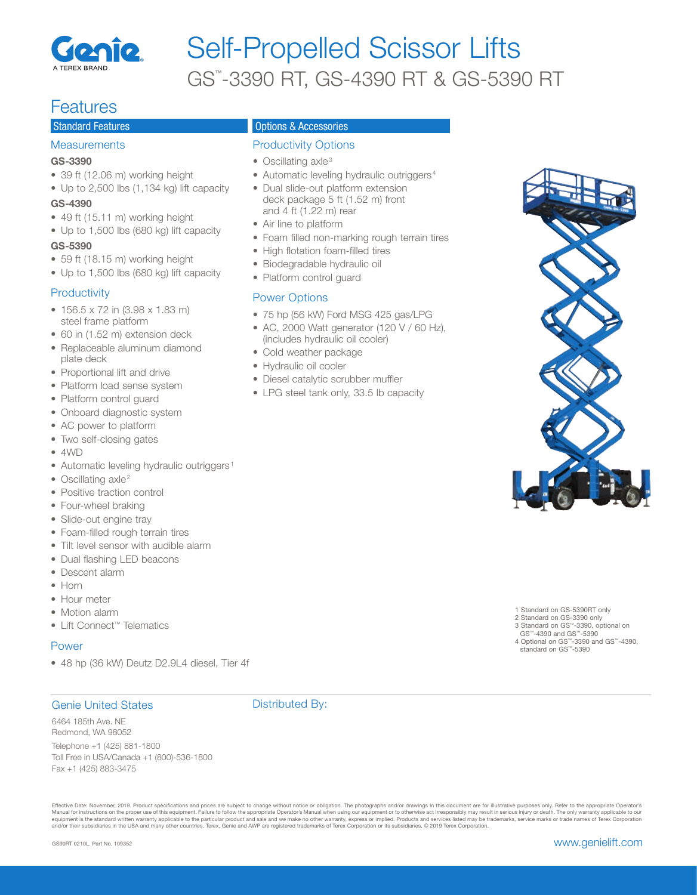# Self-Propelled Scissor Lifts

## GS™-3390 RT, GS-4390 RT & GS-5390 RT

# Features

## Standard Features

### Measurements

**GS-3390**

- 39 ft (12.06 m) working height
- Up to 2,500 lbs (1,134 kg) lift capacity

**GS-4390**

- 49 ft (15.11 m) working height
- Up to 1,500 lbs (680 kg) lift capacity

**GS-5390**

- 59 ft (18.15 m) working height
- Up to 1,500 lbs (680 kg) lift capacity

### Productivity

- 156.5 x 72 in (3.98 x 1.83 m) steel frame platform
- 60 in (1.52 m) extension deck
- Replaceable aluminum diamond plate deck
- Proportional lift and drive
- Platform load sense system
- Platform control guard
- Onboard diagnostic system
- AC power to platform
- Two self-closing gates
- 4WD
- Automatic leveling hydraulic outriggers[1]
- Oscillating axle[2]
- Positive traction control
- Four-wheel braking
- Slide-out engine tray
- Foam-filled rough terrain tires
- Tilt level sensor with audible alarm
- Dual flashing LED beacons
- Descent alarm
- Horn
- Hour meter
- Motion alarm
- Lift Connect™ Telematics

### Power

- 48 hp (36 kW) Deutz D2.9L4 diesel, Tier 4f

## Options & Accessories

### Productivity Options

- Oscillating axle[3]
- Automatic leveling hydraulic outriggers[4]
- Dual slide-out platform extension deck package 5 ft (1.52 m) front and 4 ft (1.22 m) rear
- Air line to platform
- Foam filled non-marking rough terrain tires
- High flotation foam-filled tires
- Biodegradable hydraulic oil
- Platform control guard

### Power Options

- 75 hp (56 kW) Ford MSG 425 gas/LPG
- AC, 2000 Watt generator (120 V / 60 Hz), (includes hydraulic oil cooler)
- Cold weather package
- Hydraulic oil cooler
- Diesel catalytic scrubber muffler
- LPG steel tank only, 33.5 lb capacity

1 Standard on GS-5390RT only
2 Standard on GS-3390 only
3 Standard on GS™-3390, optional on GS™-4390 and GS™-5390
4 Optional on GS™-3390 and GS™-4390, standard on GS™-5390

### Genie United States

6464 185th Ave. NE
Redmond, WA 98052

Telephone +1 (425) 881-1800
Toll Free in USA/Canada +1 (800)-536-1800
Fax +1 (425) 883-3475

Distributed By:

Effective Date: November, 2019. Product specifications and prices are subject to change without notice or obligation. The photographs and/or drawings in this document are for illustrative purposes only. Refer to the appropriate Operator's Manual for instructions on the proper use of this equipment. Failure to follow the appropriate Operator's Manual when using our equipment or to otherwise act irresponsibly may result in serious injury or death. The only warranty applicable to our equipment is the standard written warranty applicable to the particular product and sale and we make no other warranty, express or implied. Products and services listed may be trademarks, service marks or trade names of Terex Corporation and/or their subsidiaries in the USA and many other countries. Terex, Genie and AWP are registered trademarks of Terex Corporation or its subsidiaries. © 2019 Terex Corporation.

GS90RT 0210L. Part No. 109352

www.genielift.com